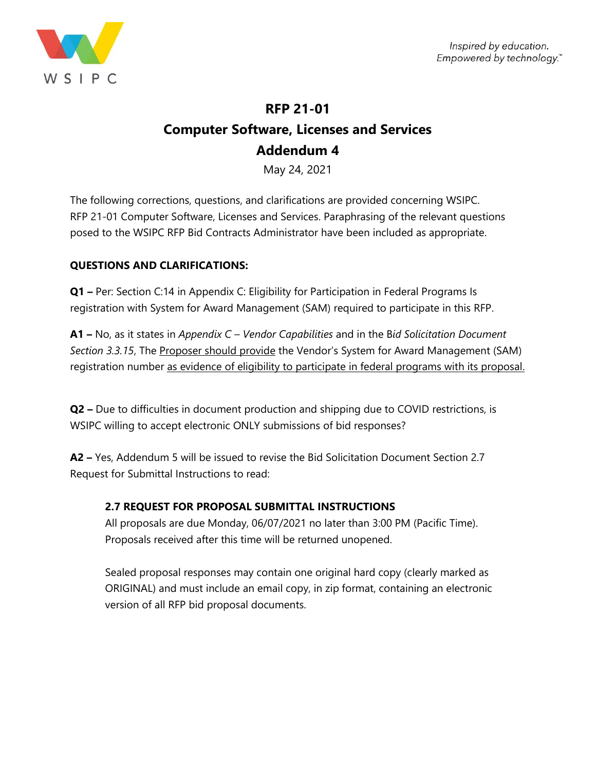WSIPC

*Inspired by education.*
*Empowered by technology.*™

# RFP 21-01
# Computer Software, Licenses and Services
# Addendum 4

May 24, 2021

The following corrections, questions, and clarifications are provided concerning WSIPC. RFP 21-01 Computer Software, Licenses and Services. Paraphrasing of the relevant questions posed to the WSIPC RFP Bid Contracts Administrator have been included as appropriate.

**QUESTIONS AND CLARIFICATIONS:**

**Q1 –** Per: Section C:14 in Appendix C: Eligibility for Participation in Federal Programs Is registration with System for Award Management (SAM) required to participate in this RFP.

**A1 –** No, as it states in *Appendix C – Vendor Capabilities* and in the B*id Solicitation Document Section 3.3.15*, The Proposer should provide the Vendor's System for Award Management (SAM) registration number as evidence of eligibility to participate in federal programs with its proposal.

**Q2 –** Due to difficulties in document production and shipping due to COVID restrictions, is WSIPC willing to accept electronic ONLY submissions of bid responses?

**A2 –** Yes, Addendum 5 will be issued to revise the Bid Solicitation Document Section 2.7 Request for Submittal Instructions to read:

> **2.7 REQUEST FOR PROPOSAL SUBMITTAL INSTRUCTIONS**
>
> All proposals are due Monday, 06/07/2021 no later than 3:00 PM (Pacific Time). Proposals received after this time will be returned unopened.
>
> Sealed proposal responses may contain one original hard copy (clearly marked as ORIGINAL) and must include an email copy, in zip format, containing an electronic version of all RFP bid proposal documents.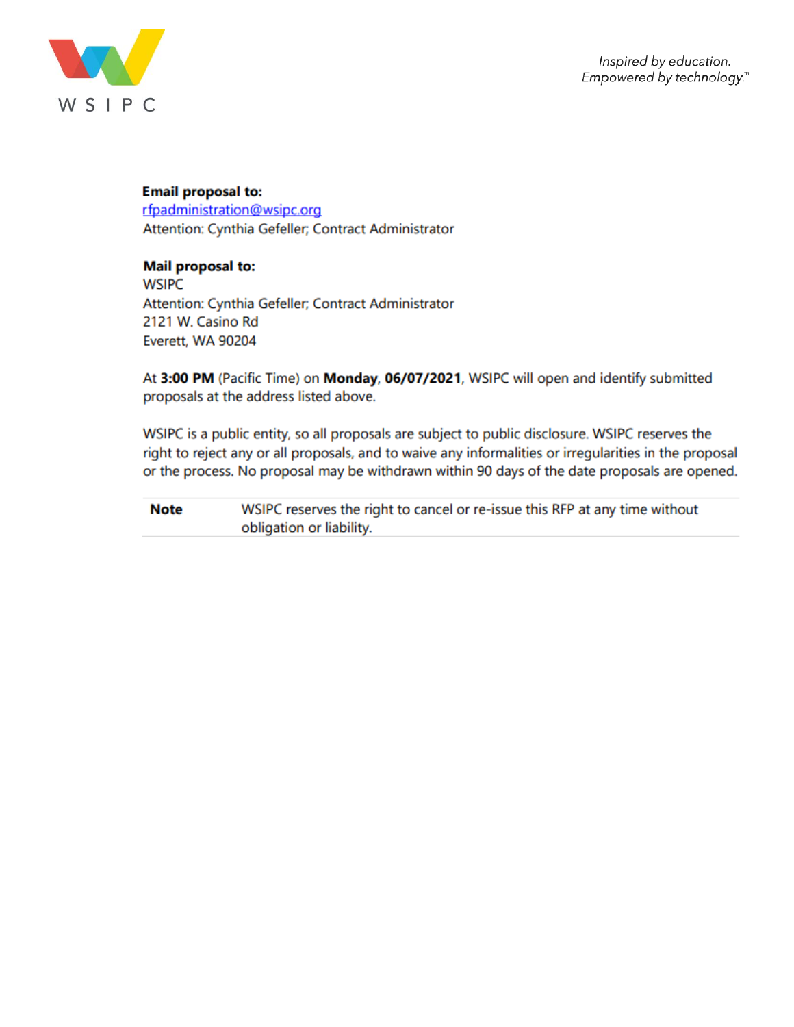**Email proposal to:**
rfpadministration@wsipc.org
Attention: Cynthia Gefeller; Contract Administrator

**Mail proposal to:**
WSIPC
Attention: Cynthia Gefeller; Contract Administrator
2121 W. Casino Rd
Everett, WA 90204

At **3:00 PM** (Pacific Time) on **Monday**, **06/07/2021**, WSIPC will open and identify submitted proposals at the address listed above.

WSIPC is a public entity, so all proposals are subject to public disclosure. WSIPC reserves the right to reject any or all proposals, and to waive any informalities or irregularities in the proposal or the process. No proposal may be withdrawn within 90 days of the date proposals are opened.

| | |
|---|---|
| **Note** | WSIPC reserves the right to cancel or re-issue this RFP at any time without obligation or liability. |